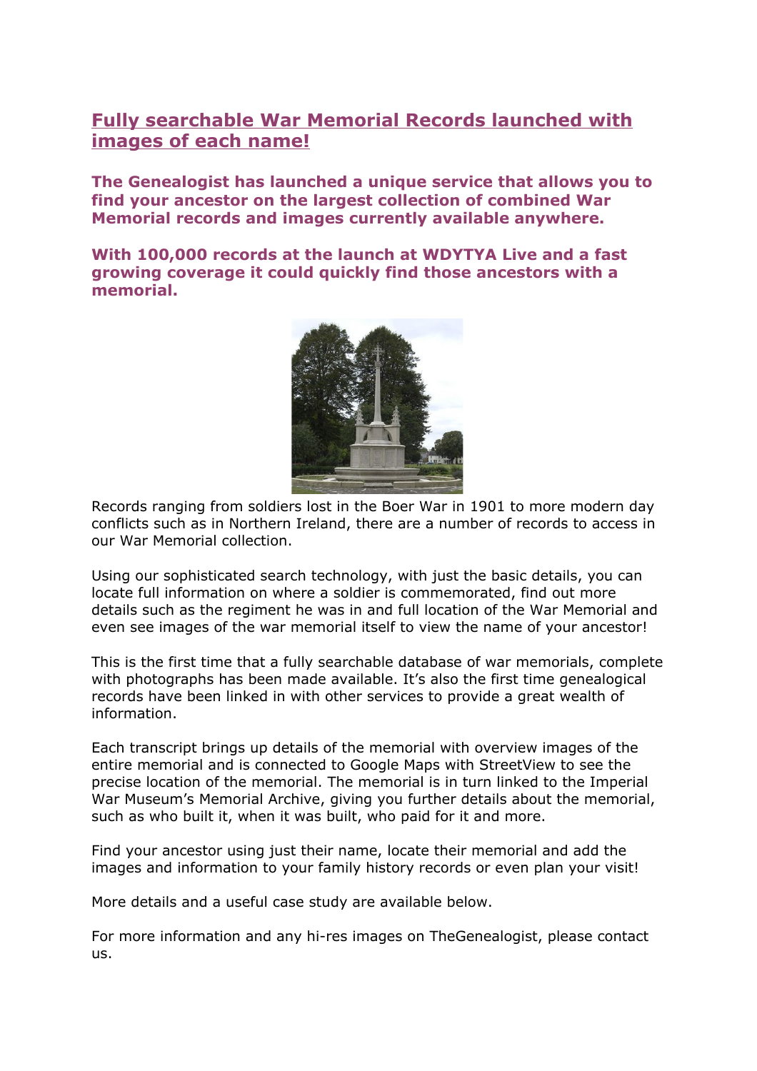# Fully searchable War Memorial Records launched with images of each name!

**The Genealogist has launched a unique service that allows you to find your ancestor on the largest collection of combined War Memorial records and images currently available anywhere.**

**With 100,000 records at the launch at WDYTYA Live and a fast growing coverage it could quickly find those ancestors with a memorial.**

Records ranging from soldiers lost in the Boer War in 1901 to more modern day conflicts such as in Northern Ireland, there are a number of records to access in our War Memorial collection.

Using our sophisticated search technology, with just the basic details, you can locate full information on where a soldier is commemorated, find out more details such as the regiment he was in and full location of the War Memorial and even see images of the war memorial itself to view the name of your ancestor!

This is the first time that a fully searchable database of war memorials, complete with photographs has been made available. It's also the first time genealogical records have been linked in with other services to provide a great wealth of information.

Each transcript brings up details of the memorial with overview images of the entire memorial and is connected to Google Maps with StreetView to see the precise location of the memorial. The memorial is in turn linked to the Imperial War Museum's Memorial Archive, giving you further details about the memorial, such as who built it, when it was built, who paid for it and more.

Find your ancestor using just their name, locate their memorial and add the images and information to your family history records or even plan your visit!

More details and a useful case study are available below.

For more information and any hi-res images on TheGenealogist, please contact us.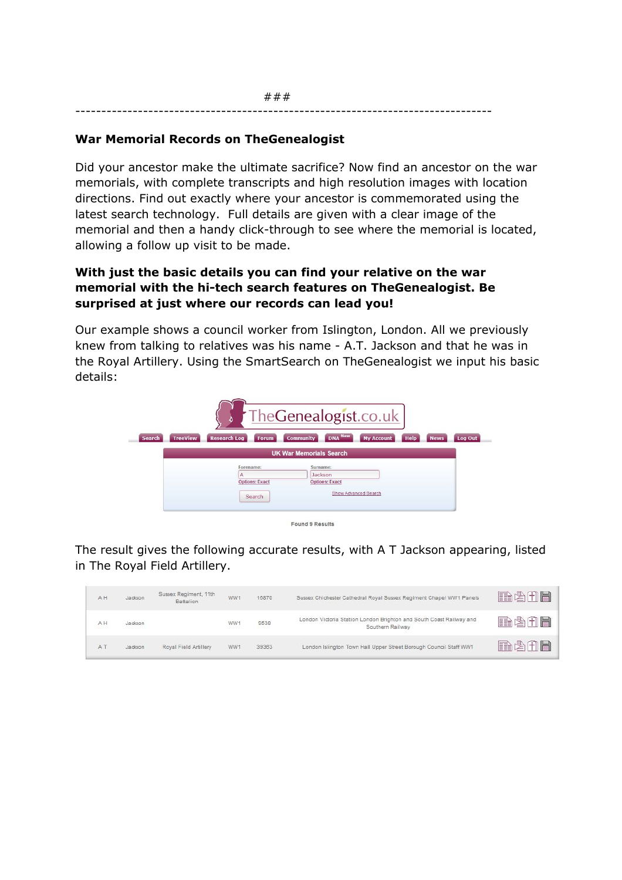###

--------------------------------------------------------------------------------

**War Memorial Records on TheGenealogist**

Did your ancestor make the ultimate sacrifice? Now find an ancestor on the war memorials, with complete transcripts and high resolution images with location directions. Find out exactly where your ancestor is commemorated using the latest search technology. Full details are given with a clear image of the memorial and then a handy click-through to see where the memorial is located, allowing a follow up visit to be made.

**With just the basic details you can find your relative on the war memorial with the hi-tech search features on TheGenealogist. Be surprised at just where our records can lead you!**

Our example shows a council worker from Islington, London. All we previously knew from talking to relatives was his name - A.T. Jackson and that he was in the Royal Artillery. Using the SmartSearch on TheGenealogist we input his basic details:

TheGenealogist.co.uk

Search | TreeView | Research Log | Forum | Community | DNA New | My Account | Help | News | Log Out

UK War Memorials Search

Forename: A
Options: Exact

Surname: Jackson
Options: Exact

Search

Show Advanced Search

Found 9 Results

The result gives the following accurate results, with A T Jackson appearing, listed in The Royal Field Artillery.

| | | | | | |
|---|---|---|---|---|---|
| A H | Jackson | Sussex Regiment, 11th Battalion | WW1 | 16870 | Sussex Chichester Cathedral Royal Sussex Regiment Chapel WW1 Panels |
| A H | Jackson | | WW1 | 9538 | London Victoria Station London Brighton and South Coast Railway and Southern Railway |
| A T | Jackson | Royal Field Artillery | WW1 | 39363 | London Islington Town Hall Upper Street Borough Council Staff WW1 |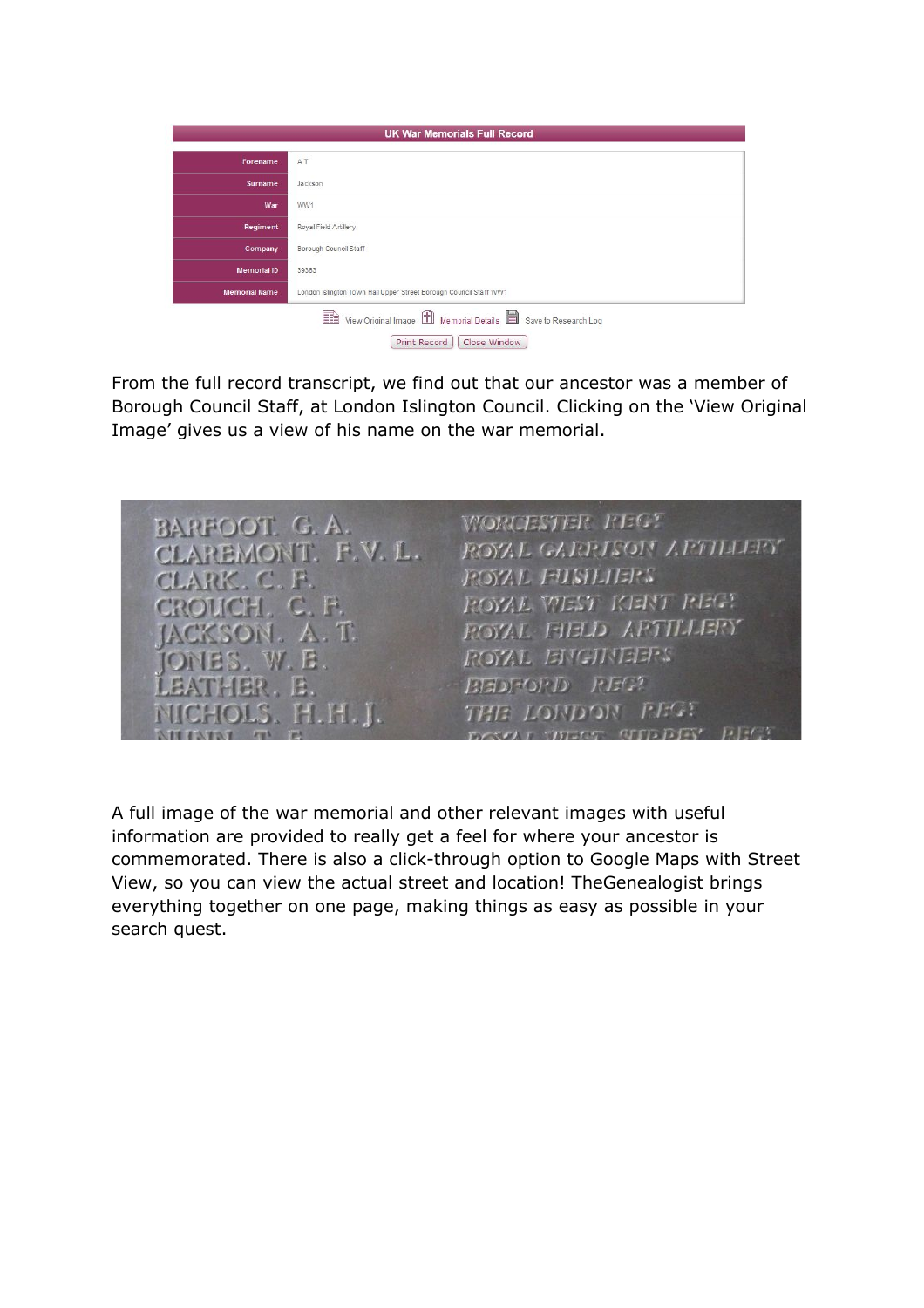| UK War Memorials Full Record | |
|---|---|
| Forename | A T |
| Surname | Jackson |
| War | WW1 |
| Regiment | Royal Field Artillery |
| Company | Borough Council Staff |
| Memorial ID | 39363 |
| Memorial Name | London Islington Town Hall Upper Street Borough Council Staff WW1 |

View Original Image   Memorial Details   Save to Research Log

Print Record   Close Window

From the full record transcript, we find out that our ancestor was a member of Borough Council Staff, at London Islington Council. Clicking on the 'View Original Image' gives us a view of his name on the war memorial.

| | |
|---|---|
| BARFOOT. G. A. | WORCESTER REGT |
| CLAREMONT. F. V. L. | ROYAL GARRISON ARTILLERY |
| CLARK. C. F. | ROYAL FUSILIERS |
| CROUCH. C. F. | ROYAL WEST KENT REGT |
| JACKSON. A. T. | ROYAL FIELD ARTILLERY |
| JONES. W. E. | ROYAL ENGINEERS |
| LEATHER. E. | BEDFORD REGT |
| NICHOLS. H. H. J. | THE LONDON REGT |

A full image of the war memorial and other relevant images with useful information are provided to really get a feel for where your ancestor is commemorated. There is also a click-through option to Google Maps with Street View, so you can view the actual street and location! TheGenealogist brings everything together on one page, making things as easy as possible in your search quest.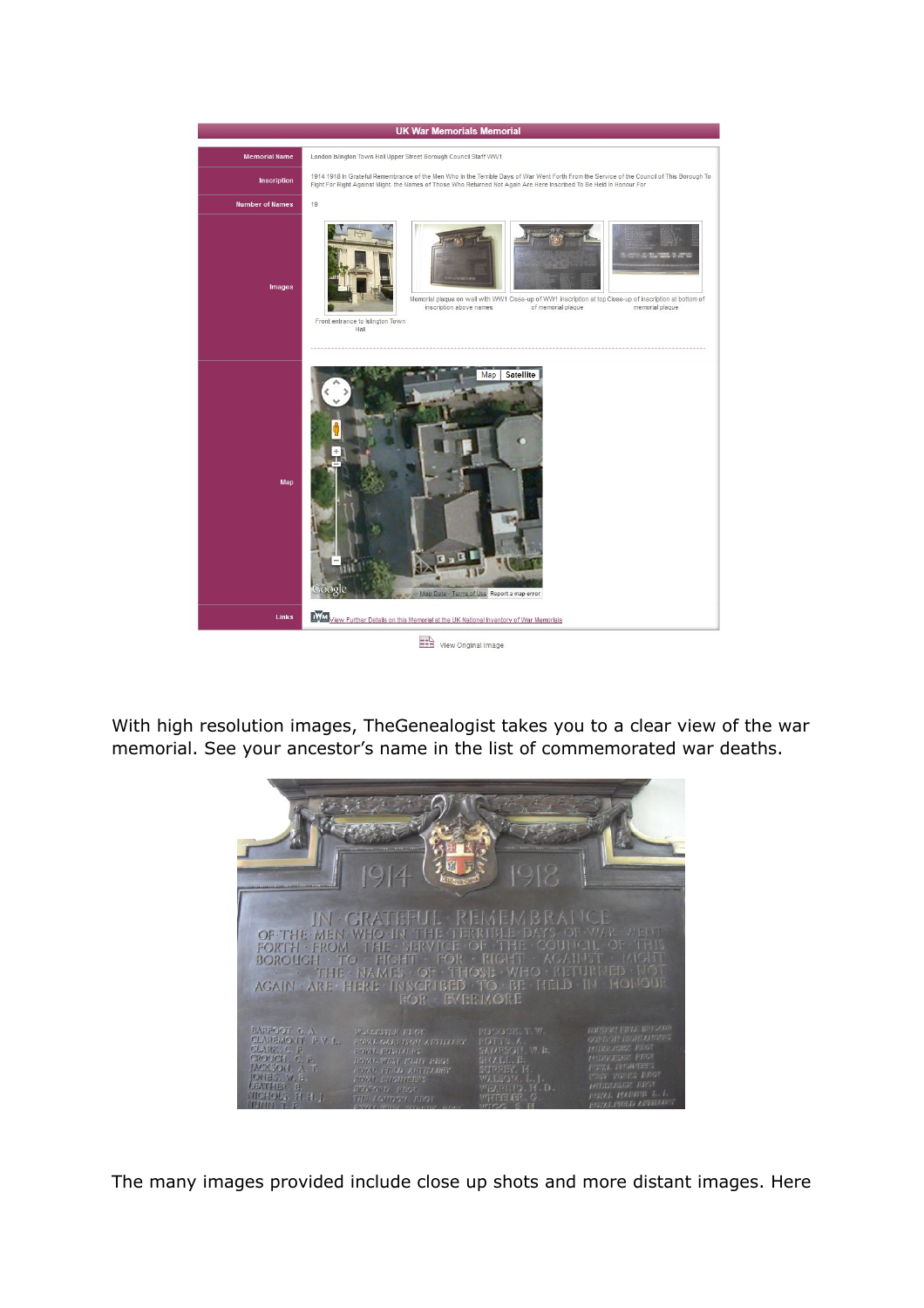With high resolution images, TheGenealogist takes you to a clear view of the war memorial. See your ancestor's name in the list of commemorated war deaths.

The many images provided include close up shots and more distant images. Here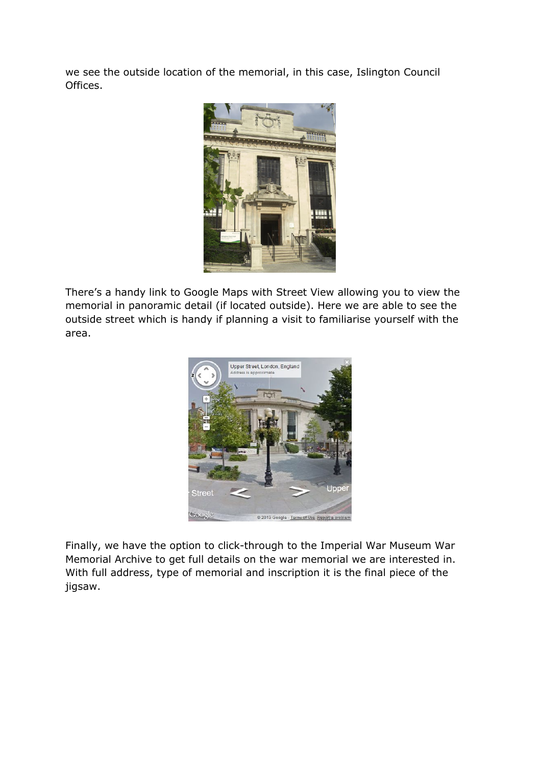we see the outside location of the memorial, in this case, Islington Council Offices.

There's a handy link to Google Maps with Street View allowing you to view the memorial in panoramic detail (if located outside). Here we are able to see the outside street which is handy if planning a visit to familiarise yourself with the area.

Finally, we have the option to click-through to the Imperial War Museum War Memorial Archive to get full details on the war memorial we are interested in. With full address, type of memorial and inscription it is the final piece of the jigsaw.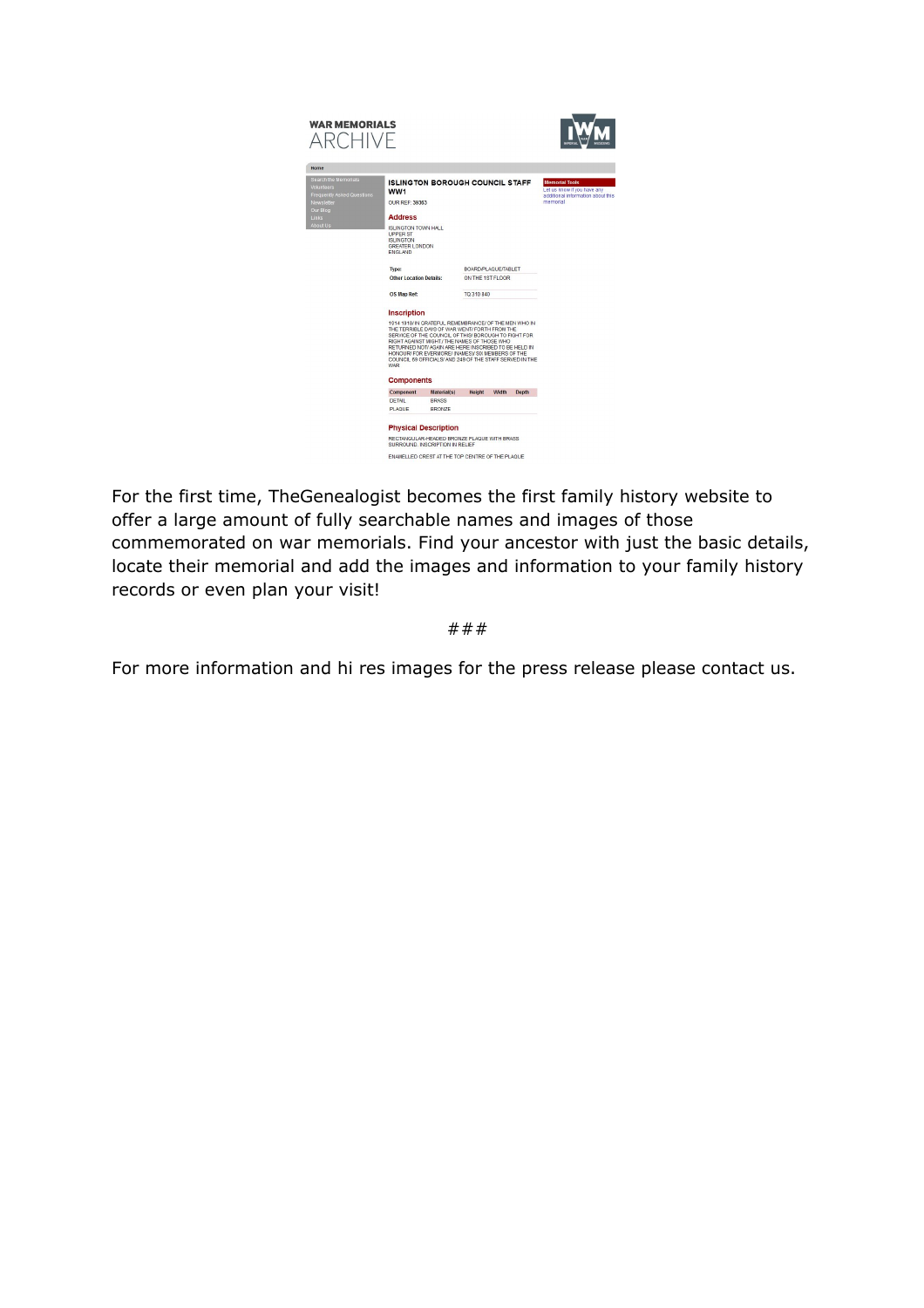WAR MEMORIALS ARCHIVE

Home

Search the Memorials
Volunteers
Frequently Asked Questions
Newsletter
Our Blog
Links
About Us

**ISLINGTON BOROUGH COUNCIL STAFF WW1**

OUR REF: 38363

**Memorial Tools**
Let us know if you have any additional information about this memorial

**Address**

ISLINGTON TOWN HALL
UPPER ST
ISLINGTON
GREATER LONDON
ENGLAND

| | |
|---|---|
| **Type:** | BOARD/PLAQUE/TABLET |
| **Other Location Details:** | ON THE 1ST FLOOR |
| **OS Map Ref:** | TQ 310 840 |

**Inscription**

1914 1918/ IN GRATEFUL REMEMBRANCE/ OF THE MEN WHO IN THE TERRIBLE DAYS OF WAR WENT/ FORTH FROM THE SERVICE OF THE COUNCIL OF THIS/ BOROUGH TO FIGHT FOR RIGHT AGAINST MIGHT / THE NAMES OF THOSE WHO RETURNED NOT/ AGAIN ARE HERE INSCRIBED TO BE HELD IN HONOUR/ FOR EVERMORE/ (NAMES)/ 301 MEMBERS OF THE COUNCIL 59 OFFICIALS/ AND 249 OF THE STAFF SERVED IN THE WAR

**Components**

| Component | Material(s) | Height | Width | Depth |
|---|---|---|---|---|
| DETAIL | BRASS | | | |
| PLAQUE | BRONZE | | | |

**Physical Description**

RECTANGULAR-HEADED BRONZE PLAQUE WITH BRASS SURROUND. INSCRIPTION IN RELIEF

ENAMELLED CREST AT THE TOP CENTRE OF THE PLAQUE

For the first time, TheGenealogist becomes the first family history website to offer a large amount of fully searchable names and images of those commemorated on war memorials. Find your ancestor with just the basic details, locate their memorial and add the images and information to your family history records or even plan your visit!

###

For more information and hi res images for the press release please contact us.